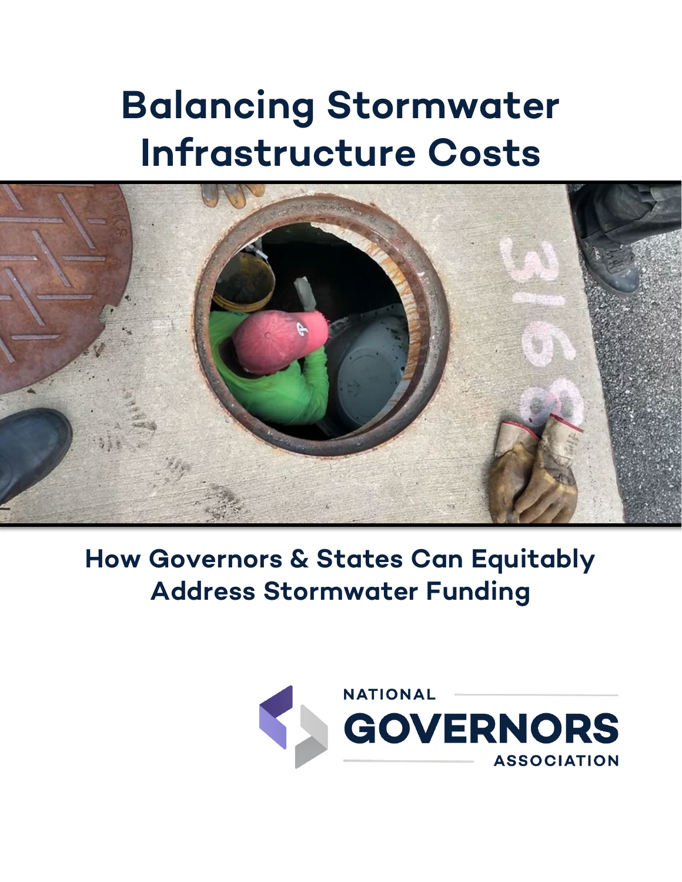# Balancing Stormwater Infrastructure Costs

## How Governors & States Can Equitably Address Stormwater Funding

NATIONAL GOVERNORS ASSOCIATION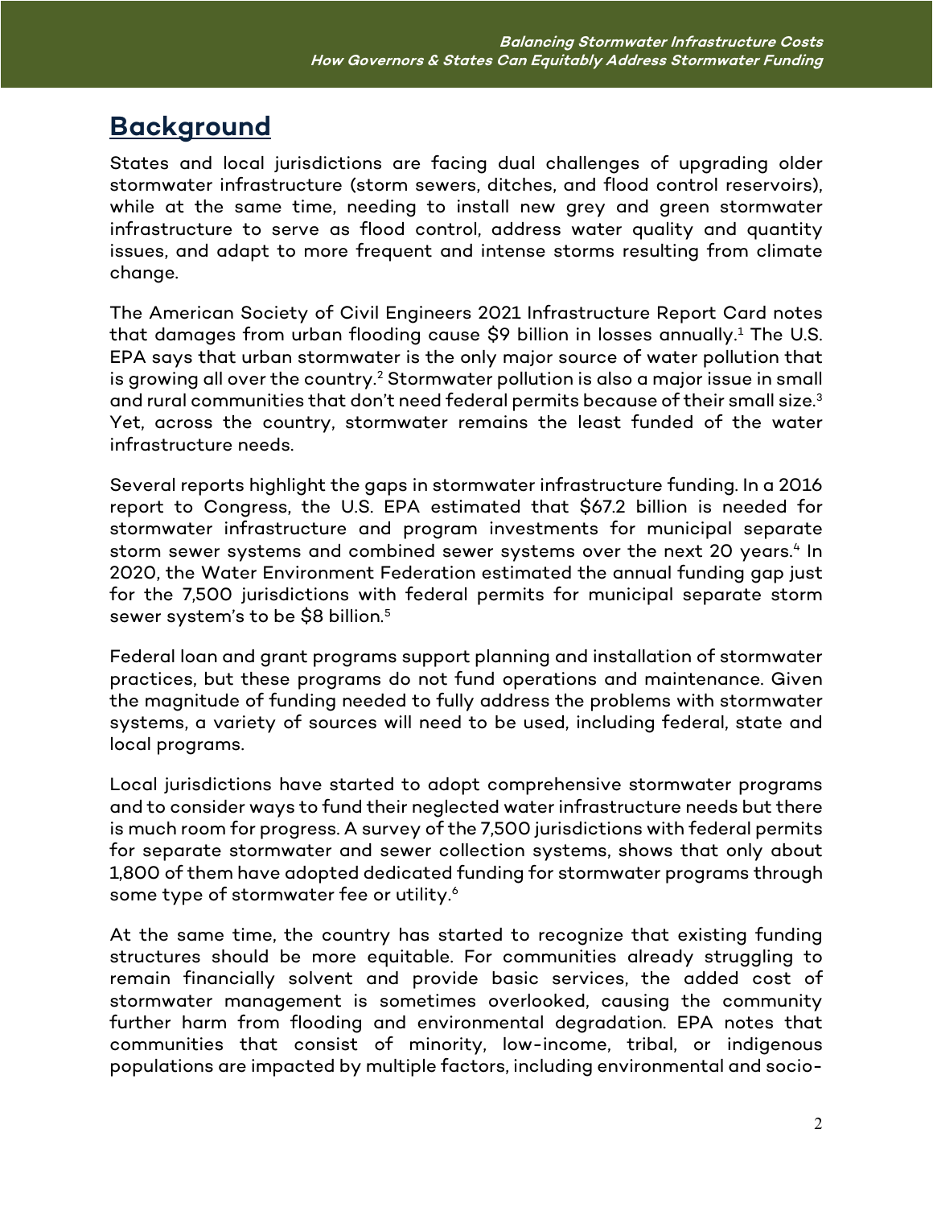## Background

States and local jurisdictions are facing dual challenges of upgrading older stormwater infrastructure (storm sewers, ditches, and flood control reservoirs), while at the same time, needing to install new grey and green stormwater infrastructure to serve as flood control, address water quality and quantity issues, and adapt to more frequent and intense storms resulting from climate change.

The American Society of Civil Engineers 2021 Infrastructure Report Card notes that damages from urban flooding cause $9 billion in losses annually.[1] The U.S. EPA says that urban stormwater is the only major source of water pollution that is growing all over the country.[2] Stormwater pollution is also a major issue in small and rural communities that don't need federal permits because of their small size.[3] Yet, across the country, stormwater remains the least funded of the water infrastructure needs.

Several reports highlight the gaps in stormwater infrastructure funding. In a 2016 report to Congress, the U.S. EPA estimated that $67.2 billion is needed for stormwater infrastructure and program investments for municipal separate storm sewer systems and combined sewer systems over the next 20 years.[4] In 2020, the Water Environment Federation estimated the annual funding gap just for the 7,500 jurisdictions with federal permits for municipal separate storm sewer system's to be $8 billion.[5]

Federal loan and grant programs support planning and installation of stormwater practices, but these programs do not fund operations and maintenance. Given the magnitude of funding needed to fully address the problems with stormwater systems, a variety of sources will need to be used, including federal, state and local programs.

Local jurisdictions have started to adopt comprehensive stormwater programs and to consider ways to fund their neglected water infrastructure needs but there is much room for progress. A survey of the 7,500 jurisdictions with federal permits for separate stormwater and sewer collection systems, shows that only about 1,800 of them have adopted dedicated funding for stormwater programs through some type of stormwater fee or utility.[6]

At the same time, the country has started to recognize that existing funding structures should be more equitable. For communities already struggling to remain financially solvent and provide basic services, the added cost of stormwater management is sometimes overlooked, causing the community further harm from flooding and environmental degradation. EPA notes that communities that consist of minority, low-income, tribal, or indigenous populations are impacted by multiple factors, including environmental and socio-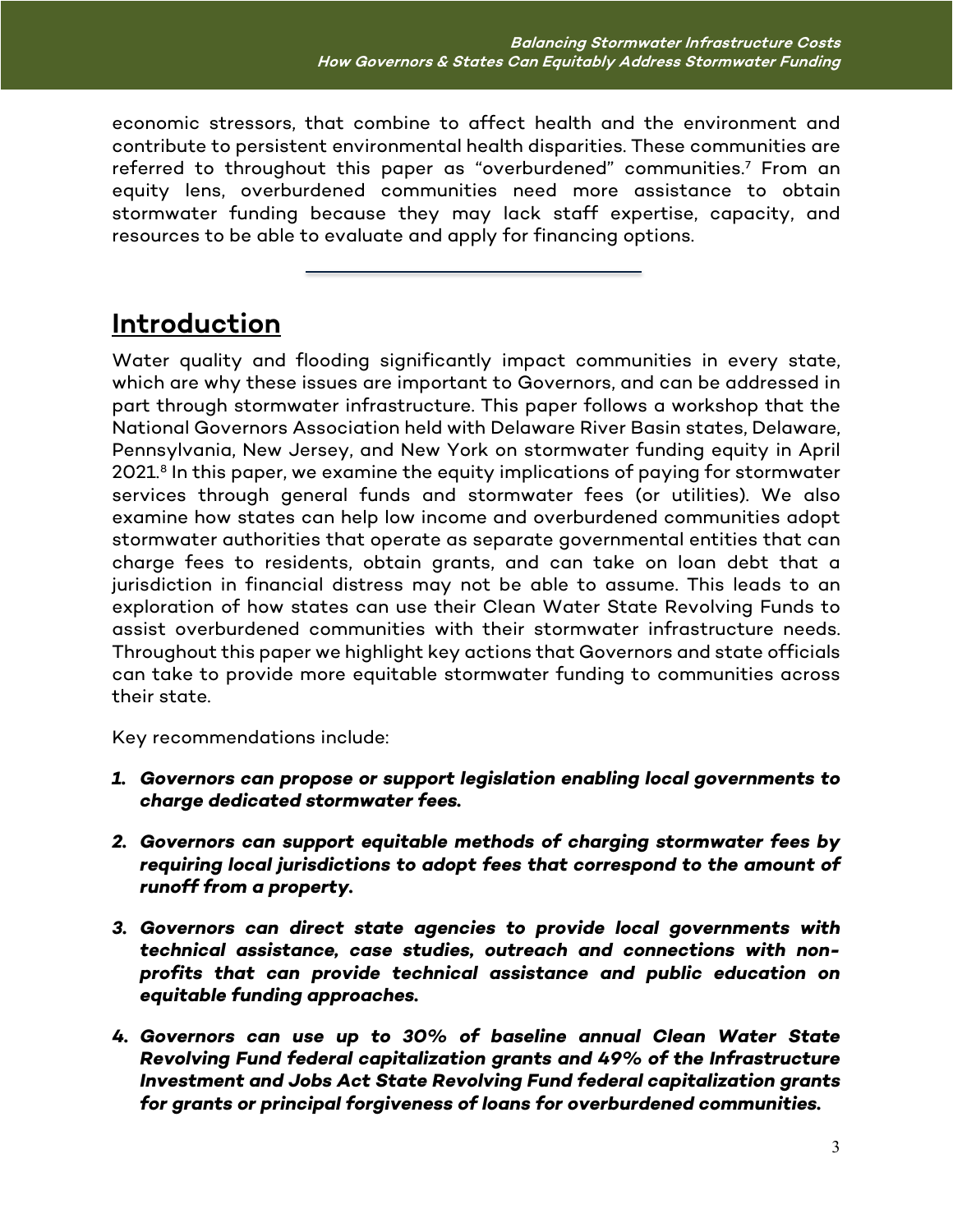economic stressors, that combine to affect health and the environment and contribute to persistent environmental health disparities. These communities are referred to throughout this paper as "overburdened" communities.[7] From an equity lens, overburdened communities need more assistance to obtain stormwater funding because they may lack staff expertise, capacity, and resources to be able to evaluate and apply for financing options.

---

## Introduction

Water quality and flooding significantly impact communities in every state, which are why these issues are important to Governors, and can be addressed in part through stormwater infrastructure. This paper follows a workshop that the National Governors Association held with Delaware River Basin states, Delaware, Pennsylvania, New Jersey, and New York on stormwater funding equity in April 2021.[8] In this paper, we examine the equity implications of paying for stormwater services through general funds and stormwater fees (or utilities). We also examine how states can help low income and overburdened communities adopt stormwater authorities that operate as separate governmental entities that can charge fees to residents, obtain grants, and can take on loan debt that a jurisdiction in financial distress may not be able to assume. This leads to an exploration of how states can use their Clean Water State Revolving Funds to assist overburdened communities with their stormwater infrastructure needs. Throughout this paper we highlight key actions that Governors and state officials can take to provide more equitable stormwater funding to communities across their state.

Key recommendations include:

1. ***Governors can propose or support legislation enabling local governments to charge dedicated stormwater fees.***
2. ***Governors can support equitable methods of charging stormwater fees by requiring local jurisdictions to adopt fees that correspond to the amount of runoff from a property.***
3. ***Governors can direct state agencies to provide local governments with technical assistance, case studies, outreach and connections with non-profits that can provide technical assistance and public education on equitable funding approaches.***
4. ***Governors can use up to 30% of baseline annual Clean Water State Revolving Fund federal capitalization grants and 49% of the Infrastructure Investment and Jobs Act State Revolving Fund federal capitalization grants for grants or principal forgiveness of loans for overburdened communities.***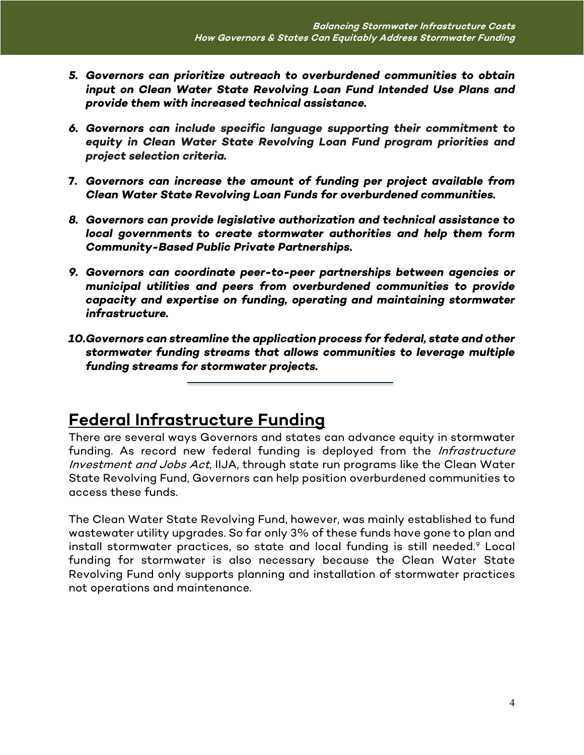5. ***Governors can prioritize outreach to overburdened communities to obtain input on Clean Water State Revolving Loan Fund Intended Use Plans and provide them with increased technical assistance.***

6. ***Governors can include specific language supporting their commitment to equity in Clean Water State Revolving Loan Fund program priorities and project selection criteria.***

7. ***Governors can increase the amount of funding per project available from Clean Water State Revolving Loan Funds for overburdened communities.***

8. ***Governors can provide legislative authorization and technical assistance to local governments to create stormwater authorities and help them form Community-Based Public Private Partnerships.***

9. ***Governors can coordinate peer-to-peer partnerships between agencies or municipal utilities and peers from overburdened communities to provide capacity and expertise on funding, operating and maintaining stormwater infrastructure.***

10. ***Governors can streamline the application process for federal, state and other stormwater funding streams that allows communities to leverage multiple funding streams for stormwater projects.***

---

## Federal Infrastructure Funding

There are several ways Governors and states can advance equity in stormwater funding. As record new federal funding is deployed from the *Infrastructure Investment and Jobs Act*, IIJA, through state run programs like the Clean Water State Revolving Fund, Governors can help position overburdened communities to access these funds.

The Clean Water State Revolving Fund, however, was mainly established to fund wastewater utility upgrades. So far only 3% of these funds have gone to plan and install stormwater practices, so state and local funding is still needed.[9] Local funding for stormwater is also necessary because the Clean Water State Revolving Fund only supports planning and installation of stormwater practices not operations and maintenance.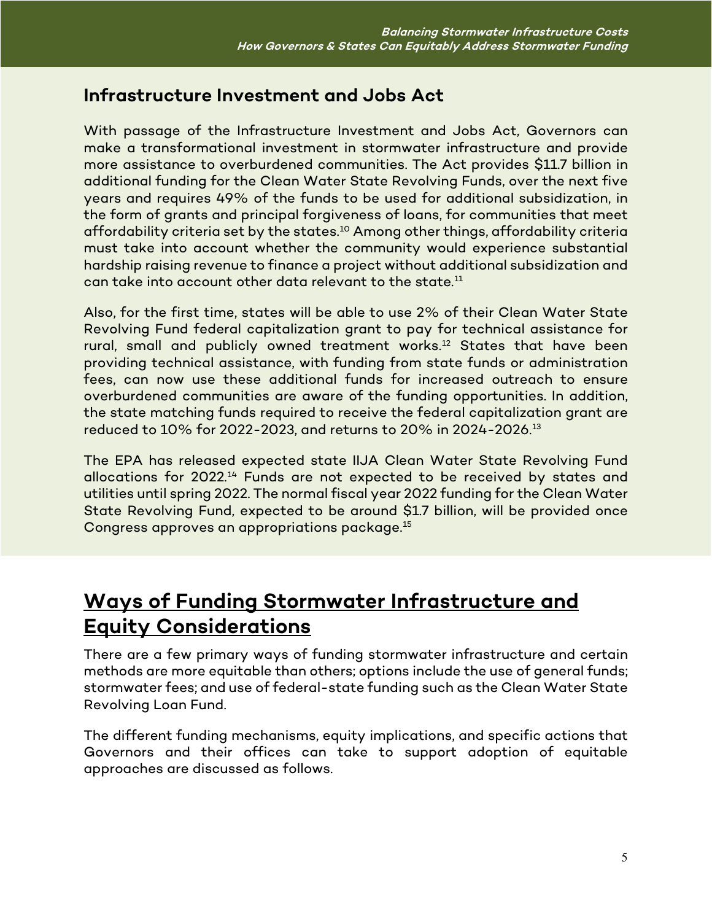## Infrastructure Investment and Jobs Act

With passage of the Infrastructure Investment and Jobs Act, Governors can make a transformational investment in stormwater infrastructure and provide more assistance to overburdened communities. The Act provides $11.7 billion in additional funding for the Clean Water State Revolving Funds, over the next five years and requires 49% of the funds to be used for additional subsidization, in the form of grants and principal forgiveness of loans, for communities that meet affordability criteria set by the states.[10] Among other things, affordability criteria must take into account whether the community would experience substantial hardship raising revenue to finance a project without additional subsidization and can take into account other data relevant to the state.[11]

Also, for the first time, states will be able to use 2% of their Clean Water State Revolving Fund federal capitalization grant to pay for technical assistance for rural, small and publicly owned treatment works.[12] States that have been providing technical assistance, with funding from state funds or administration fees, can now use these additional funds for increased outreach to ensure overburdened communities are aware of the funding opportunities. In addition, the state matching funds required to receive the federal capitalization grant are reduced to 10% for 2022-2023, and returns to 20% in 2024-2026.[13]

The EPA has released expected state IIJA Clean Water State Revolving Fund allocations for 2022.[14] Funds are not expected to be received by states and utilities until spring 2022. The normal fiscal year 2022 funding for the Clean Water State Revolving Fund, expected to be around $1.7 billion, will be provided once Congress approves an appropriations package.[15]

# Ways of Funding Stormwater Infrastructure and Equity Considerations

There are a few primary ways of funding stormwater infrastructure and certain methods are more equitable than others; options include the use of general funds; stormwater fees; and use of federal-state funding such as the Clean Water State Revolving Loan Fund.

The different funding mechanisms, equity implications, and specific actions that Governors and their offices can take to support adoption of equitable approaches are discussed as follows.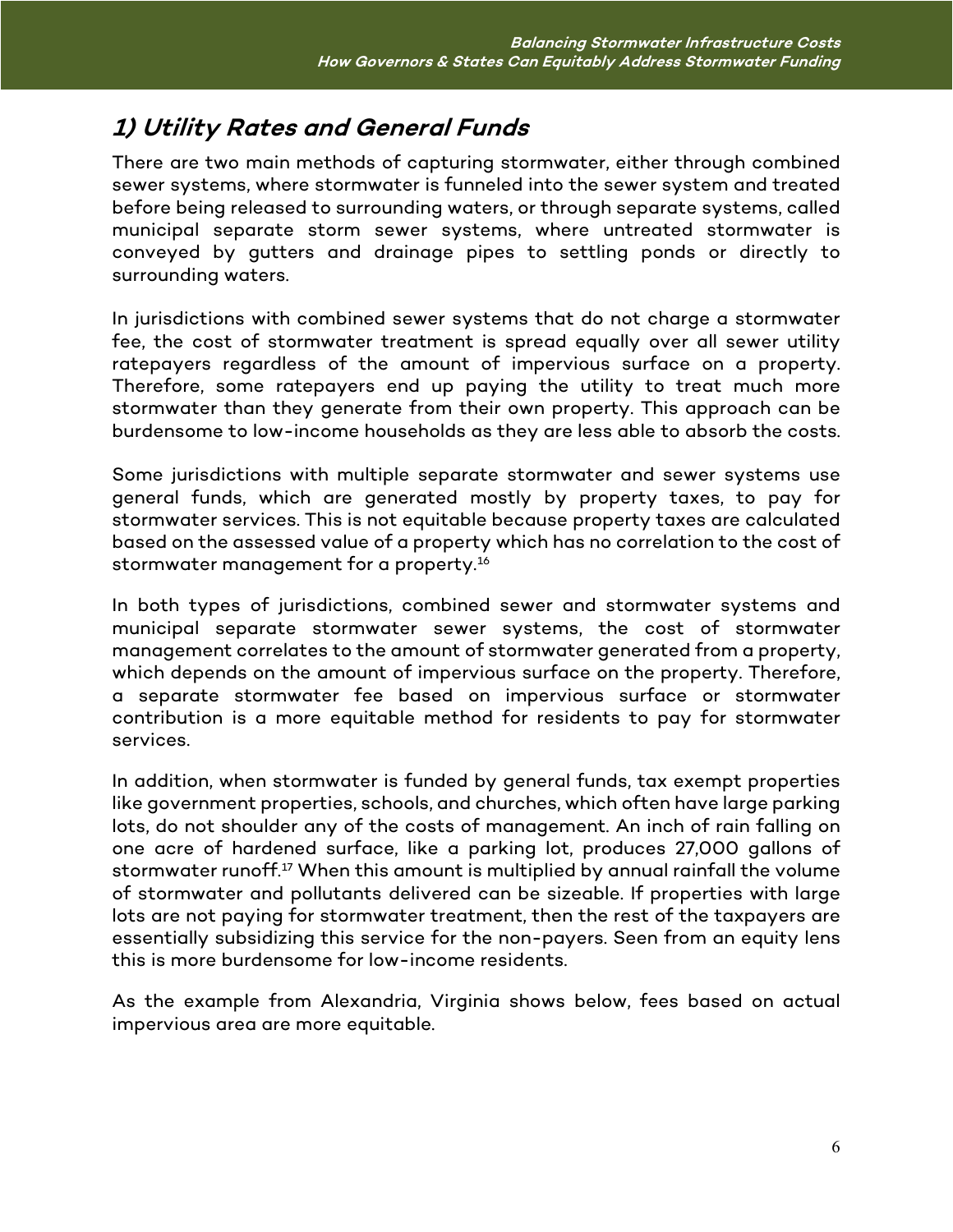## *1) Utility Rates and General Funds*

There are two main methods of capturing stormwater, either through combined sewer systems, where stormwater is funneled into the sewer system and treated before being released to surrounding waters, or through separate systems, called municipal separate storm sewer systems, where untreated stormwater is conveyed by gutters and drainage pipes to settling ponds or directly to surrounding waters.

In jurisdictions with combined sewer systems that do not charge a stormwater fee, the cost of stormwater treatment is spread equally over all sewer utility ratepayers regardless of the amount of impervious surface on a property. Therefore, some ratepayers end up paying the utility to treat much more stormwater than they generate from their own property. This approach can be burdensome to low-income households as they are less able to absorb the costs.

Some jurisdictions with multiple separate stormwater and sewer systems use general funds, which are generated mostly by property taxes, to pay for stormwater services. This is not equitable because property taxes are calculated based on the assessed value of a property which has no correlation to the cost of stormwater management for a property.[16]

In both types of jurisdictions, combined sewer and stormwater systems and municipal separate stormwater sewer systems, the cost of stormwater management correlates to the amount of stormwater generated from a property, which depends on the amount of impervious surface on the property. Therefore, a separate stormwater fee based on impervious surface or stormwater contribution is a more equitable method for residents to pay for stormwater services.

In addition, when stormwater is funded by general funds, tax exempt properties like government properties, schools, and churches, which often have large parking lots, do not shoulder any of the costs of management. An inch of rain falling on one acre of hardened surface, like a parking lot, produces 27,000 gallons of stormwater runoff.[17] When this amount is multiplied by annual rainfall the volume of stormwater and pollutants delivered can be sizeable. If properties with large lots are not paying for stormwater treatment, then the rest of the taxpayers are essentially subsidizing this service for the non-payers. Seen from an equity lens this is more burdensome for low-income residents.

As the example from Alexandria, Virginia shows below, fees based on actual impervious area are more equitable.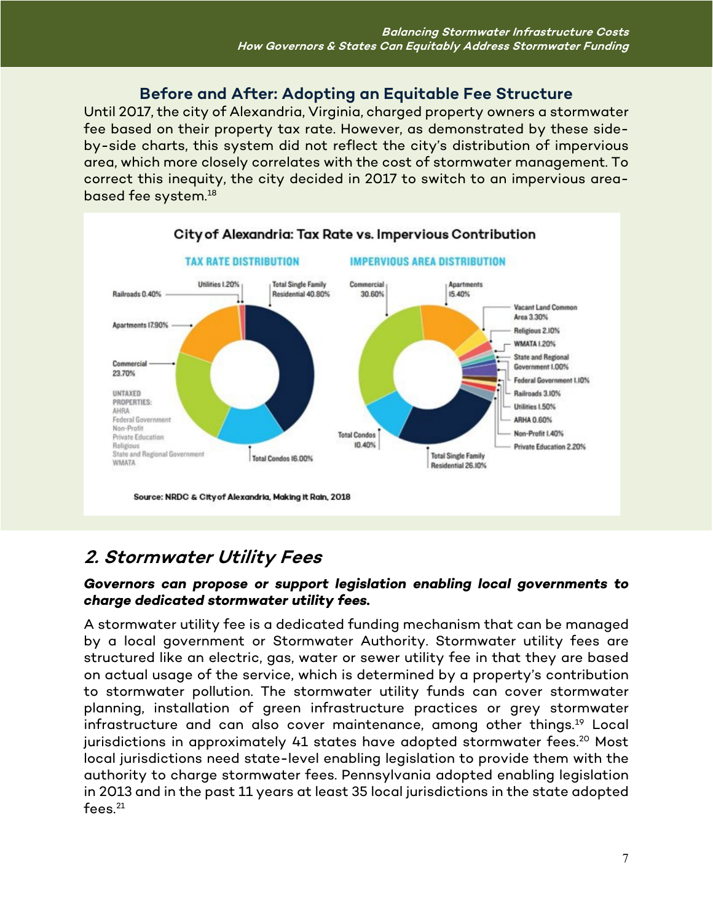### Before and After: Adopting an Equitable Fee Structure

Until 2017, the city of Alexandria, Virginia, charged property owners a stormwater fee based on their property tax rate. However, as demonstrated by these side-by-side charts, this system did not reflect the city's distribution of impervious area, which more closely correlates with the cost of stormwater management. To correct this inequity, the city decided in 2017 to switch to an impervious area-based fee system.[18]

**City of Alexandria: Tax Rate vs. Impervious Contribution**

**TAX RATE DISTRIBUTION**

- Total Single Family Residential 40.80%
- Commercial 23.70%
- Apartments 17.90%
- Total Condos 16.00%
- Utilities 1.20%
- Railroads 0.40%
- UNTAXED PROPERTIES: AHRA, Federal Government, Non-Profit, Private Education, Religious, State and Regional Government, WMATA

**IMPERVIOUS AREA DISTRIBUTION**

- Commercial 30.60%
- Total Single Family Residential 26.10%
- Apartments 15.40%
- Total Condos 10.40%
- Vacant Land Common Area 3.30%
- Railroads 3.10%
- Private Education 2.20%
- Religious 2.10%
- Utilities 1.50%
- Non-Profit 1.40%
- WMATA 1.20%
- Federal Government 1.10%
- State and Regional Government 1.00%
- ARHA 0.60%

Source: NRDC & City of Alexandria, Making It Rain, 2018

## 2. Stormwater Utility Fees

***Governors can propose or support legislation enabling local governments to charge dedicated stormwater utility fees.***

A stormwater utility fee is a dedicated funding mechanism that can be managed by a local government or Stormwater Authority. Stormwater utility fees are structured like an electric, gas, water or sewer utility fee in that they are based on actual usage of the service, which is determined by a property's contribution to stormwater pollution. The stormwater utility funds can cover stormwater planning, installation of green infrastructure practices or grey stormwater infrastructure and can also cover maintenance, among other things.[19] Local jurisdictions in approximately 41 states have adopted stormwater fees.[20] Most local jurisdictions need state-level enabling legislation to provide them with the authority to charge stormwater fees. Pennsylvania adopted enabling legislation in 2013 and in the past 11 years at least 35 local jurisdictions in the state adopted fees.[21]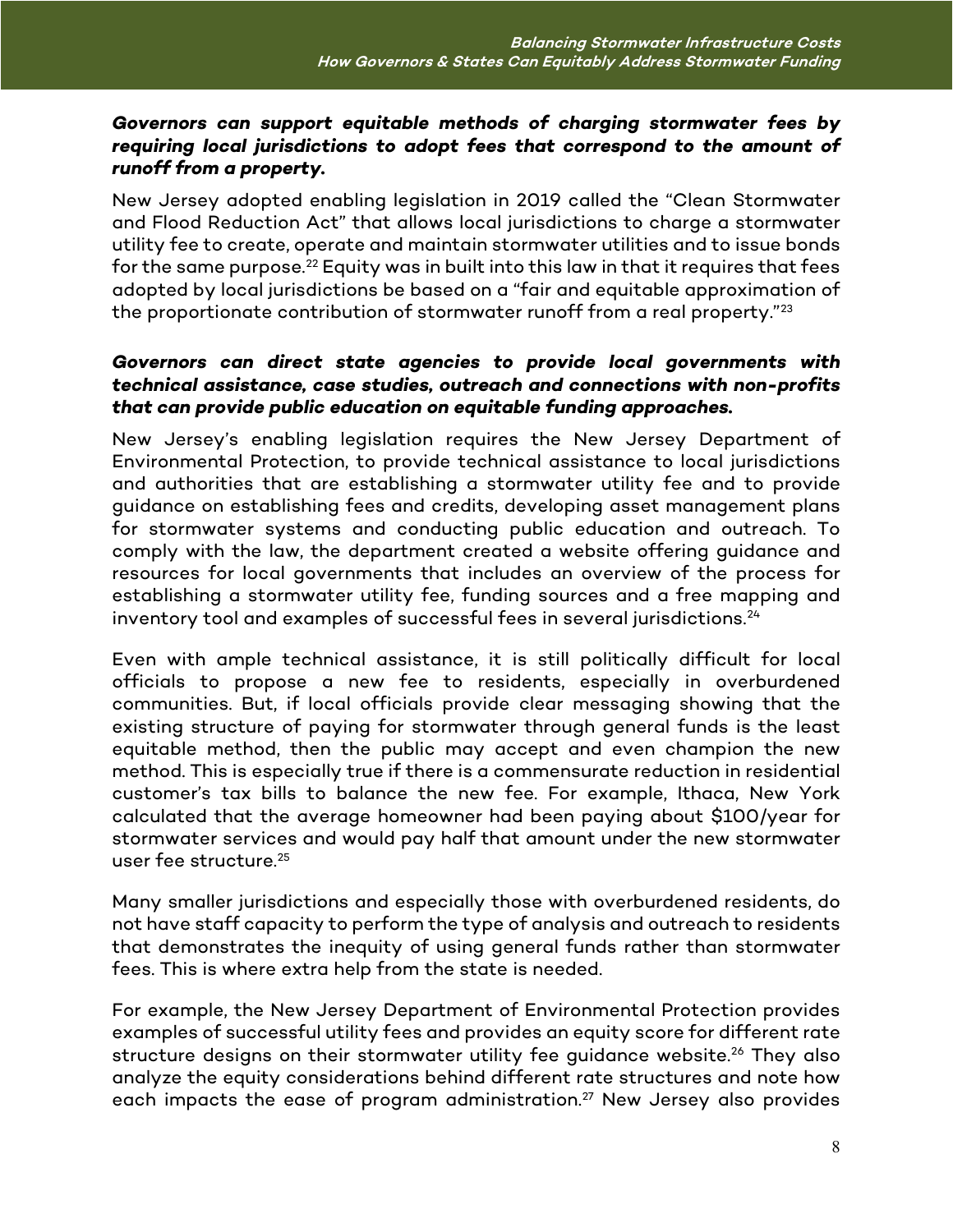***Governors can support equitable methods of charging stormwater fees by requiring local jurisdictions to adopt fees that correspond to the amount of runoff from a property.***

New Jersey adopted enabling legislation in 2019 called the "Clean Stormwater and Flood Reduction Act" that allows local jurisdictions to charge a stormwater utility fee to create, operate and maintain stormwater utilities and to issue bonds for the same purpose.[22] Equity was in built into this law in that it requires that fees adopted by local jurisdictions be based on a "fair and equitable approximation of the proportionate contribution of stormwater runoff from a real property."[23]

***Governors can direct state agencies to provide local governments with technical assistance, case studies, outreach and connections with non-profits that can provide public education on equitable funding approaches.***

New Jersey's enabling legislation requires the New Jersey Department of Environmental Protection, to provide technical assistance to local jurisdictions and authorities that are establishing a stormwater utility fee and to provide guidance on establishing fees and credits, developing asset management plans for stormwater systems and conducting public education and outreach. To comply with the law, the department created a website offering guidance and resources for local governments that includes an overview of the process for establishing a stormwater utility fee, funding sources and a free mapping and inventory tool and examples of successful fees in several jurisdictions.[24]

Even with ample technical assistance, it is still politically difficult for local officials to propose a new fee to residents, especially in overburdened communities. But, if local officials provide clear messaging showing that the existing structure of paying for stormwater through general funds is the least equitable method, then the public may accept and even champion the new method. This is especially true if there is a commensurate reduction in residential customer's tax bills to balance the new fee. For example, Ithaca, New York calculated that the average homeowner had been paying about $100/year for stormwater services and would pay half that amount under the new stormwater user fee structure.[25]

Many smaller jurisdictions and especially those with overburdened residents, do not have staff capacity to perform the type of analysis and outreach to residents that demonstrates the inequity of using general funds rather than stormwater fees. This is where extra help from the state is needed.

For example, the New Jersey Department of Environmental Protection provides examples of successful utility fees and provides an equity score for different rate structure designs on their stormwater utility fee guidance website.[26] They also analyze the equity considerations behind different rate structures and note how each impacts the ease of program administration.[27] New Jersey also provides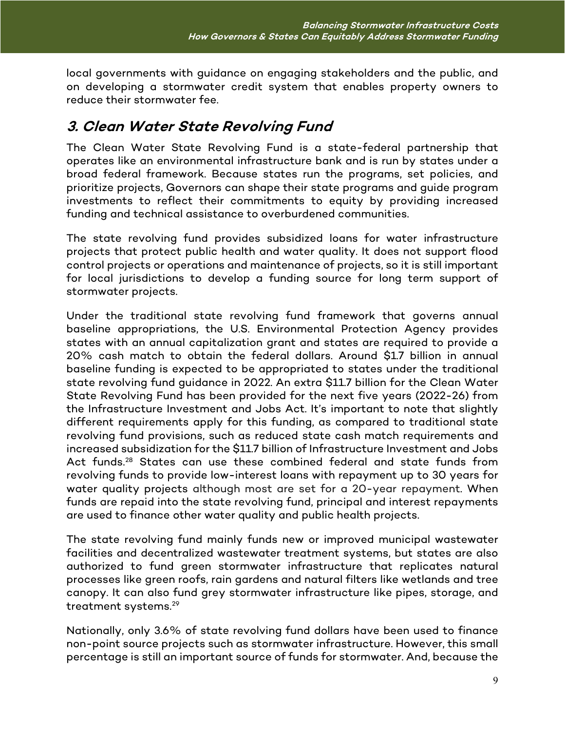local governments with guidance on engaging stakeholders and the public, and on developing a stormwater credit system that enables property owners to reduce their stormwater fee.

## *3. Clean Water State Revolving Fund*

The Clean Water State Revolving Fund is a state-federal partnership that operates like an environmental infrastructure bank and is run by states under a broad federal framework. Because states run the programs, set policies, and prioritize projects, Governors can shape their state programs and guide program investments to reflect their commitments to equity by providing increased funding and technical assistance to overburdened communities.

The state revolving fund provides subsidized loans for water infrastructure projects that protect public health and water quality. It does not support flood control projects or operations and maintenance of projects, so it is still important for local jurisdictions to develop a funding source for long term support of stormwater projects.

Under the traditional state revolving fund framework that governs annual baseline appropriations, the U.S. Environmental Protection Agency provides states with an annual capitalization grant and states are required to provide a 20% cash match to obtain the federal dollars. Around $1.7 billion in annual baseline funding is expected to be appropriated to states under the traditional state revolving fund guidance in 2022. An extra $11.7 billion for the Clean Water State Revolving Fund has been provided for the next five years (2022-26) from the Infrastructure Investment and Jobs Act. It's important to note that slightly different requirements apply for this funding, as compared to traditional state revolving fund provisions, such as reduced state cash match requirements and increased subsidization for the $11.7 billion of Infrastructure Investment and Jobs Act funds.[28] States can use these combined federal and state funds from revolving funds to provide low-interest loans with repayment up to 30 years for water quality projects although most are set for a 20-year repayment. When funds are repaid into the state revolving fund, principal and interest repayments are used to finance other water quality and public health projects.

The state revolving fund mainly funds new or improved municipal wastewater facilities and decentralized wastewater treatment systems, but states are also authorized to fund green stormwater infrastructure that replicates natural processes like green roofs, rain gardens and natural filters like wetlands and tree canopy. It can also fund grey stormwater infrastructure like pipes, storage, and treatment systems.[29]

Nationally, only 3.6% of state revolving fund dollars have been used to finance non-point source projects such as stormwater infrastructure. However, this small percentage is still an important source of funds for stormwater. And, because the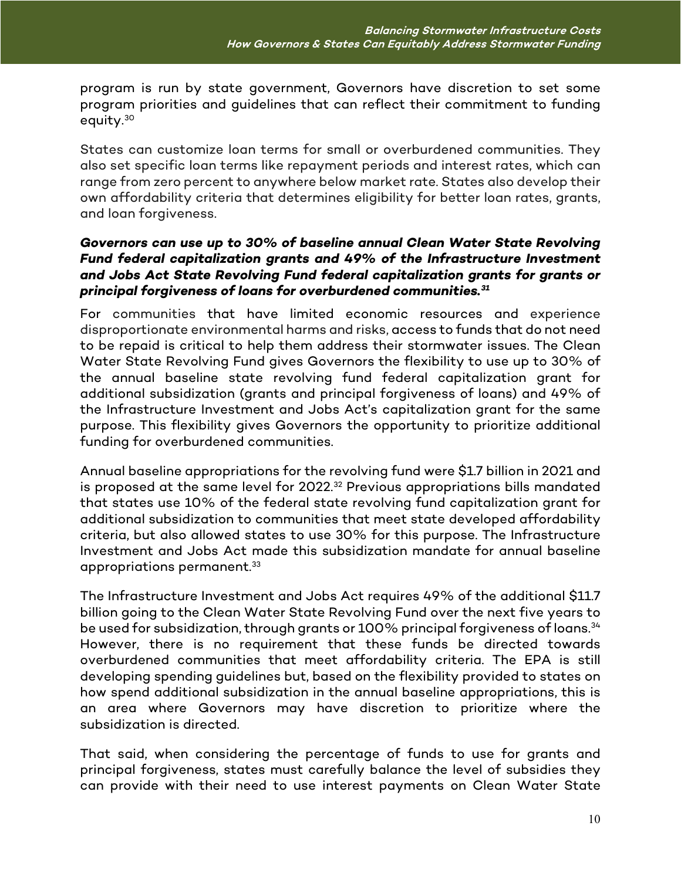program is run by state government, Governors have discretion to set some program priorities and guidelines that can reflect their commitment to funding equity.[30]

States can customize loan terms for small or overburdened communities. They also set specific loan terms like repayment periods and interest rates, which can range from zero percent to anywhere below market rate. States also develop their own affordability criteria that determines eligibility for better loan rates, grants, and loan forgiveness.

***Governors can use up to 30% of baseline annual Clean Water State Revolving Fund federal capitalization grants and 49% of the Infrastructure Investment and Jobs Act State Revolving Fund federal capitalization grants for grants or principal forgiveness of loans for overburdened communities.[31]***

For communities that have limited economic resources and experience disproportionate environmental harms and risks, access to funds that do not need to be repaid is critical to help them address their stormwater issues. The Clean Water State Revolving Fund gives Governors the flexibility to use up to 30% of the annual baseline state revolving fund federal capitalization grant for additional subsidization (grants and principal forgiveness of loans) and 49% of the Infrastructure Investment and Jobs Act's capitalization grant for the same purpose. This flexibility gives Governors the opportunity to prioritize additional funding for overburdened communities.

Annual baseline appropriations for the revolving fund were $1.7 billion in 2021 and is proposed at the same level for 2022.[32] Previous appropriations bills mandated that states use 10% of the federal state revolving fund capitalization grant for additional subsidization to communities that meet state developed affordability criteria, but also allowed states to use 30% for this purpose. The Infrastructure Investment and Jobs Act made this subsidization mandate for annual baseline appropriations permanent.[33]

The Infrastructure Investment and Jobs Act requires 49% of the additional $11.7 billion going to the Clean Water State Revolving Fund over the next five years to be used for subsidization, through grants or 100% principal forgiveness of loans.[34] However, there is no requirement that these funds be directed towards overburdened communities that meet affordability criteria. The EPA is still developing spending guidelines but, based on the flexibility provided to states on how spend additional subsidization in the annual baseline appropriations, this is an area where Governors may have discretion to prioritize where the subsidization is directed.

That said, when considering the percentage of funds to use for grants and principal forgiveness, states must carefully balance the level of subsidies they can provide with their need to use interest payments on Clean Water State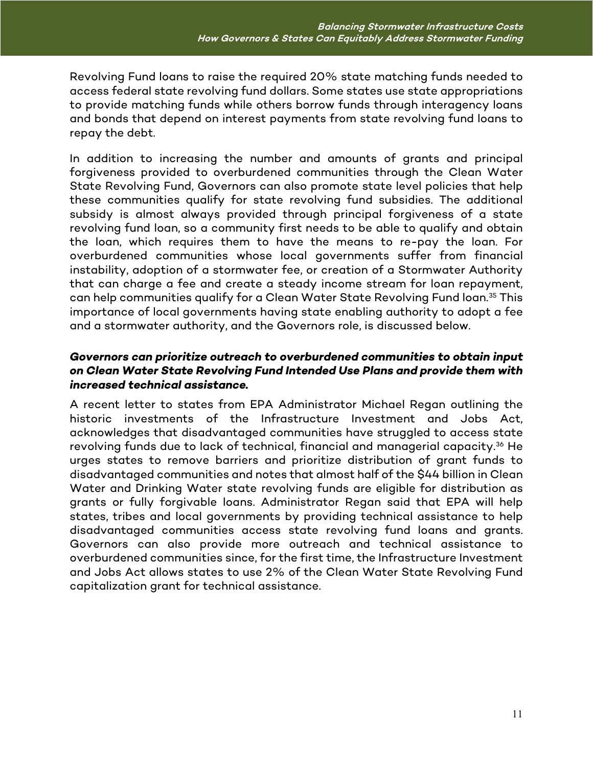Revolving Fund loans to raise the required 20% state matching funds needed to access federal state revolving fund dollars. Some states use state appropriations to provide matching funds while others borrow funds through interagency loans and bonds that depend on interest payments from state revolving fund loans to repay the debt.

In addition to increasing the number and amounts of grants and principal forgiveness provided to overburdened communities through the Clean Water State Revolving Fund, Governors can also promote state level policies that help these communities qualify for state revolving fund subsidies. The additional subsidy is almost always provided through principal forgiveness of a state revolving fund loan, so a community first needs to be able to qualify and obtain the loan, which requires them to have the means to re-pay the loan. For overburdened communities whose local governments suffer from financial instability, adoption of a stormwater fee, or creation of a Stormwater Authority that can charge a fee and create a steady income stream for loan repayment, can help communities qualify for a Clean Water State Revolving Fund loan.[35] This importance of local governments having state enabling authority to adopt a fee and a stormwater authority, and the Governors role, is discussed below.

***Governors can prioritize outreach to overburdened communities to obtain input on Clean Water State Revolving Fund Intended Use Plans and provide them with increased technical assistance.***

A recent letter to states from EPA Administrator Michael Regan outlining the historic investments of the Infrastructure Investment and Jobs Act, acknowledges that disadvantaged communities have struggled to access state revolving funds due to lack of technical, financial and managerial capacity.[36] He urges states to remove barriers and prioritize distribution of grant funds to disadvantaged communities and notes that almost half of the $44 billion in Clean Water and Drinking Water state revolving funds are eligible for distribution as grants or fully forgivable loans. Administrator Regan said that EPA will help states, tribes and local governments by providing technical assistance to help disadvantaged communities access state revolving fund loans and grants. Governors can also provide more outreach and technical assistance to overburdened communities since, for the first time, the Infrastructure Investment and Jobs Act allows states to use 2% of the Clean Water State Revolving Fund capitalization grant for technical assistance.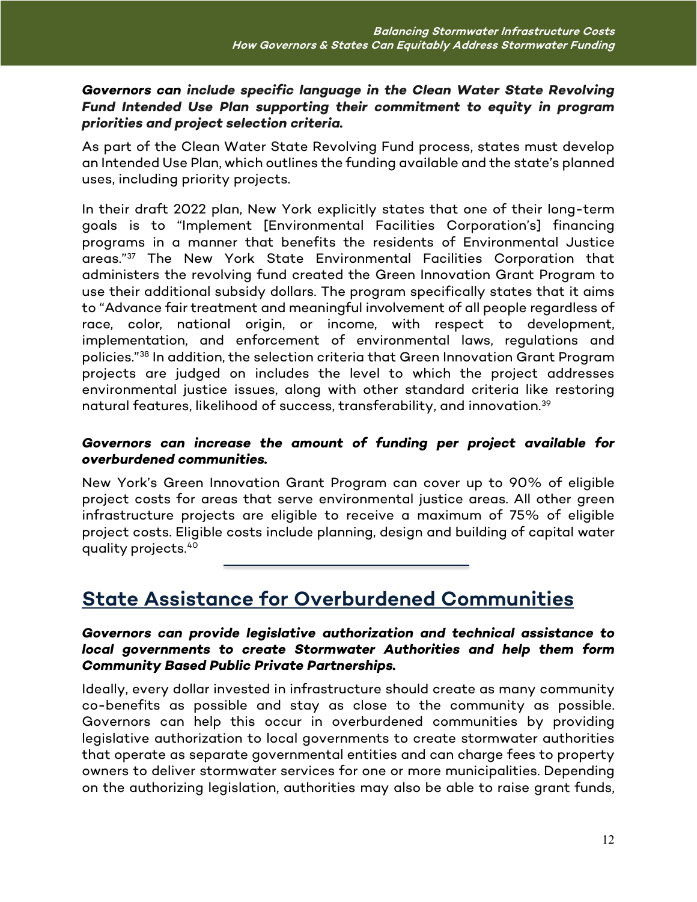***Governors can include specific language in the Clean Water State Revolving Fund Intended Use Plan supporting their commitment to equity in program priorities and project selection criteria.***

As part of the Clean Water State Revolving Fund process, states must develop an Intended Use Plan, which outlines the funding available and the state's planned uses, including priority projects.

In their draft 2022 plan, New York explicitly states that one of their long-term goals is to "Implement [Environmental Facilities Corporation's] financing programs in a manner that benefits the residents of Environmental Justice areas."[37] The New York State Environmental Facilities Corporation that administers the revolving fund created the Green Innovation Grant Program to use their additional subsidy dollars. The program specifically states that it aims to "Advance fair treatment and meaningful involvement of all people regardless of race, color, national origin, or income, with respect to development, implementation, and enforcement of environmental laws, regulations and policies."[38] In addition, the selection criteria that Green Innovation Grant Program projects are judged on includes the level to which the project addresses environmental justice issues, along with other standard criteria like restoring natural features, likelihood of success, transferability, and innovation.[39]

***Governors can increase the amount of funding per project available for overburdened communities.***

New York's Green Innovation Grant Program can cover up to 90% of eligible project costs for areas that serve environmental justice areas. All other green infrastructure projects are eligible to receive a maximum of 75% of eligible project costs. Eligible costs include planning, design and building of capital water quality projects.[40]

## State Assistance for Overburdened Communities

***Governors can provide legislative authorization and technical assistance to local governments to create Stormwater Authorities and help them form Community Based Public Private Partnerships.***

Ideally, every dollar invested in infrastructure should create as many community co-benefits as possible and stay as close to the community as possible. Governors can help this occur in overburdened communities by providing legislative authorization to local governments to create stormwater authorities that operate as separate governmental entities and can charge fees to property owners to deliver stormwater services for one or more municipalities. Depending on the authorizing legislation, authorities may also be able to raise grant funds,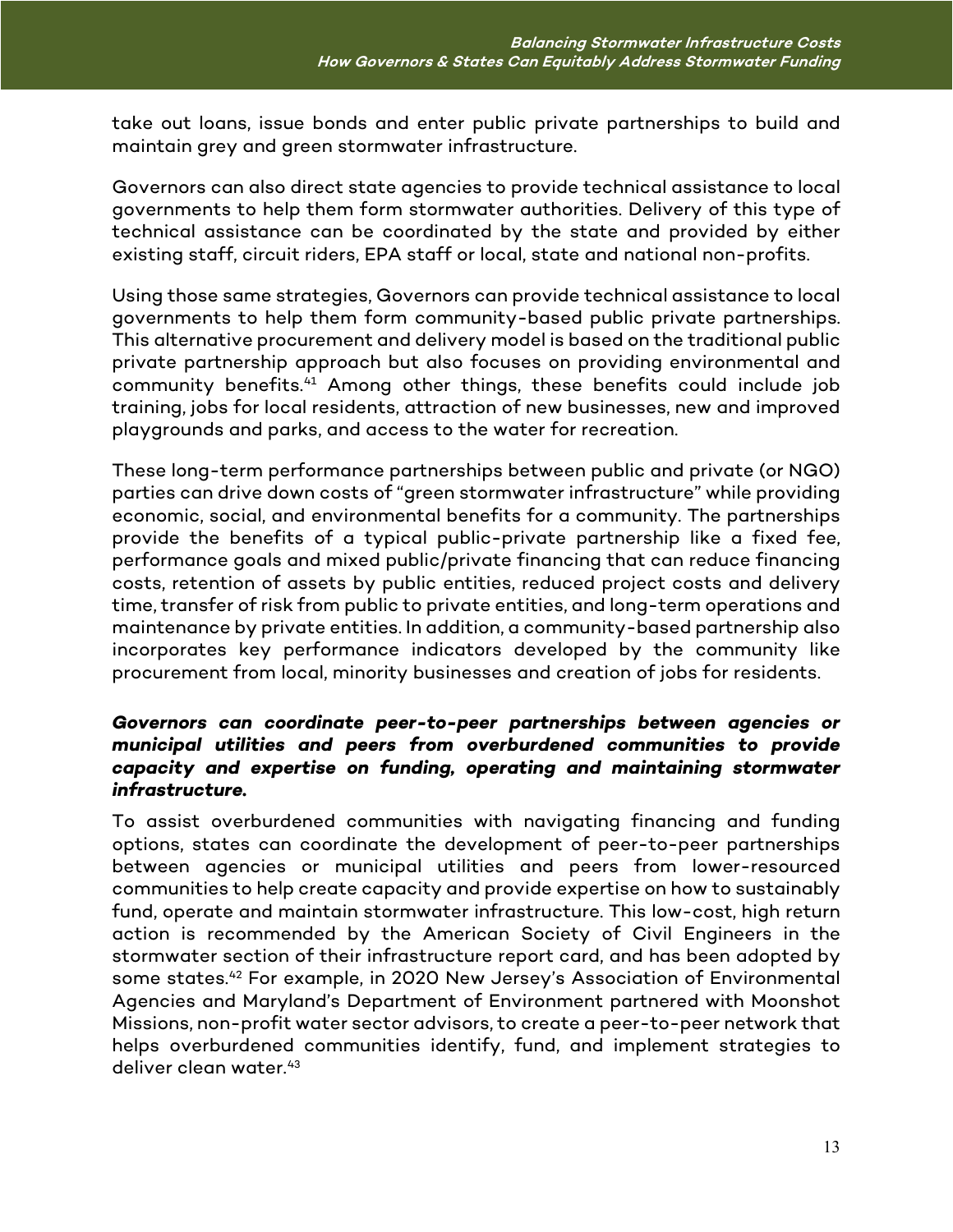take out loans, issue bonds and enter public private partnerships to build and maintain grey and green stormwater infrastructure.

Governors can also direct state agencies to provide technical assistance to local governments to help them form stormwater authorities. Delivery of this type of technical assistance can be coordinated by the state and provided by either existing staff, circuit riders, EPA staff or local, state and national non-profits.

Using those same strategies, Governors can provide technical assistance to local governments to help them form community-based public private partnerships. This alternative procurement and delivery model is based on the traditional public private partnership approach but also focuses on providing environmental and community benefits.[41] Among other things, these benefits could include job training, jobs for local residents, attraction of new businesses, new and improved playgrounds and parks, and access to the water for recreation.

These long-term performance partnerships between public and private (or NGO) parties can drive down costs of "green stormwater infrastructure" while providing economic, social, and environmental benefits for a community. The partnerships provide the benefits of a typical public-private partnership like a fixed fee, performance goals and mixed public/private financing that can reduce financing costs, retention of assets by public entities, reduced project costs and delivery time, transfer of risk from public to private entities, and long-term operations and maintenance by private entities. In addition, a community-based partnership also incorporates key performance indicators developed by the community like procurement from local, minority businesses and creation of jobs for residents.

***Governors can coordinate peer-to-peer partnerships between agencies or municipal utilities and peers from overburdened communities to provide capacity and expertise on funding, operating and maintaining stormwater infrastructure.***

To assist overburdened communities with navigating financing and funding options, states can coordinate the development of peer-to-peer partnerships between agencies or municipal utilities and peers from lower-resourced communities to help create capacity and provide expertise on how to sustainably fund, operate and maintain stormwater infrastructure. This low-cost, high return action is recommended by the American Society of Civil Engineers in the stormwater section of their infrastructure report card, and has been adopted by some states.[42] For example, in 2020 New Jersey's Association of Environmental Agencies and Maryland's Department of Environment partnered with Moonshot Missions, non-profit water sector advisors, to create a peer-to-peer network that helps overburdened communities identify, fund, and implement strategies to deliver clean water.[43]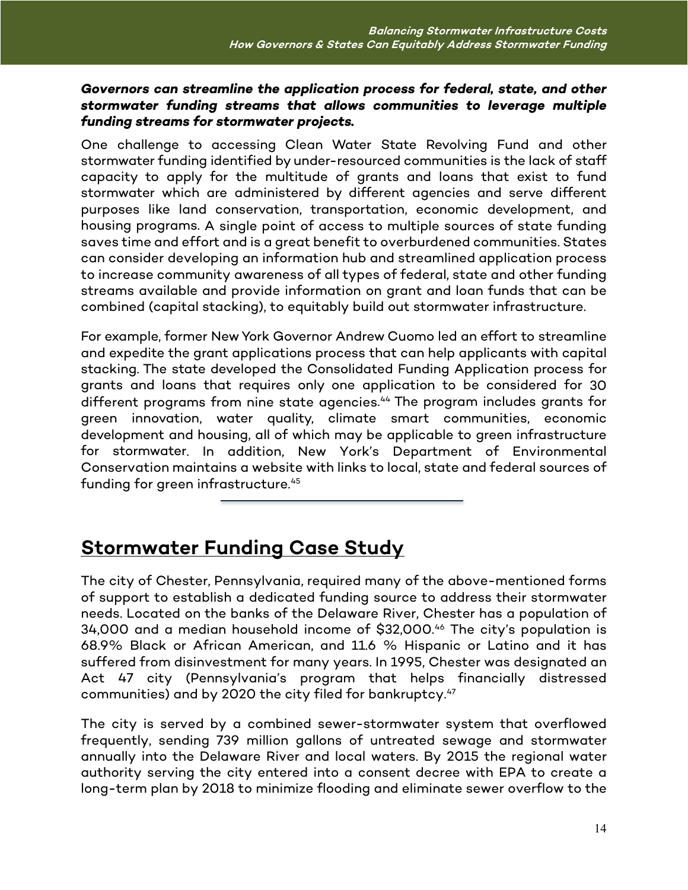***Governors can streamline the application process for federal, state, and other stormwater funding streams that allows communities to leverage multiple funding streams for stormwater projects.***

One challenge to accessing Clean Water State Revolving Fund and other stormwater funding identified by under-resourced communities is the lack of staff capacity to apply for the multitude of grants and loans that exist to fund stormwater which are administered by different agencies and serve different purposes like land conservation, transportation, economic development, and housing programs. A single point of access to multiple sources of state funding saves time and effort and is a great benefit to overburdened communities. States can consider developing an information hub and streamlined application process to increase community awareness of all types of federal, state and other funding streams available and provide information on grant and loan funds that can be combined (capital stacking), to equitably build out stormwater infrastructure.

For example, former New York Governor Andrew Cuomo led an effort to streamline and expedite the grant applications process that can help applicants with capital stacking. The state developed the Consolidated Funding Application process for grants and loans that requires only one application to be considered for 30 different programs from nine state agencies.[44] The program includes grants for green innovation, water quality, climate smart communities, economic development and housing, all of which may be applicable to green infrastructure for stormwater. In addition, New York's Department of Environmental Conservation maintains a website with links to local, state and federal sources of funding for green infrastructure.[45]

## Stormwater Funding Case Study

The city of Chester, Pennsylvania, required many of the above-mentioned forms of support to establish a dedicated funding source to address their stormwater needs. Located on the banks of the Delaware River, Chester has a population of 34,000 and a median household income of $32,000.[46] The city's population is 68.9% Black or African American, and 11.6 % Hispanic or Latino and it has suffered from disinvestment for many years. In 1995, Chester was designated an Act 47 city (Pennsylvania's program that helps financially distressed communities) and by 2020 the city filed for bankruptcy.[47]

The city is served by a combined sewer-stormwater system that overflowed frequently, sending 739 million gallons of untreated sewage and stormwater annually into the Delaware River and local waters. By 2015 the regional water authority serving the city entered into a consent decree with EPA to create a long-term plan by 2018 to minimize flooding and eliminate sewer overflow to the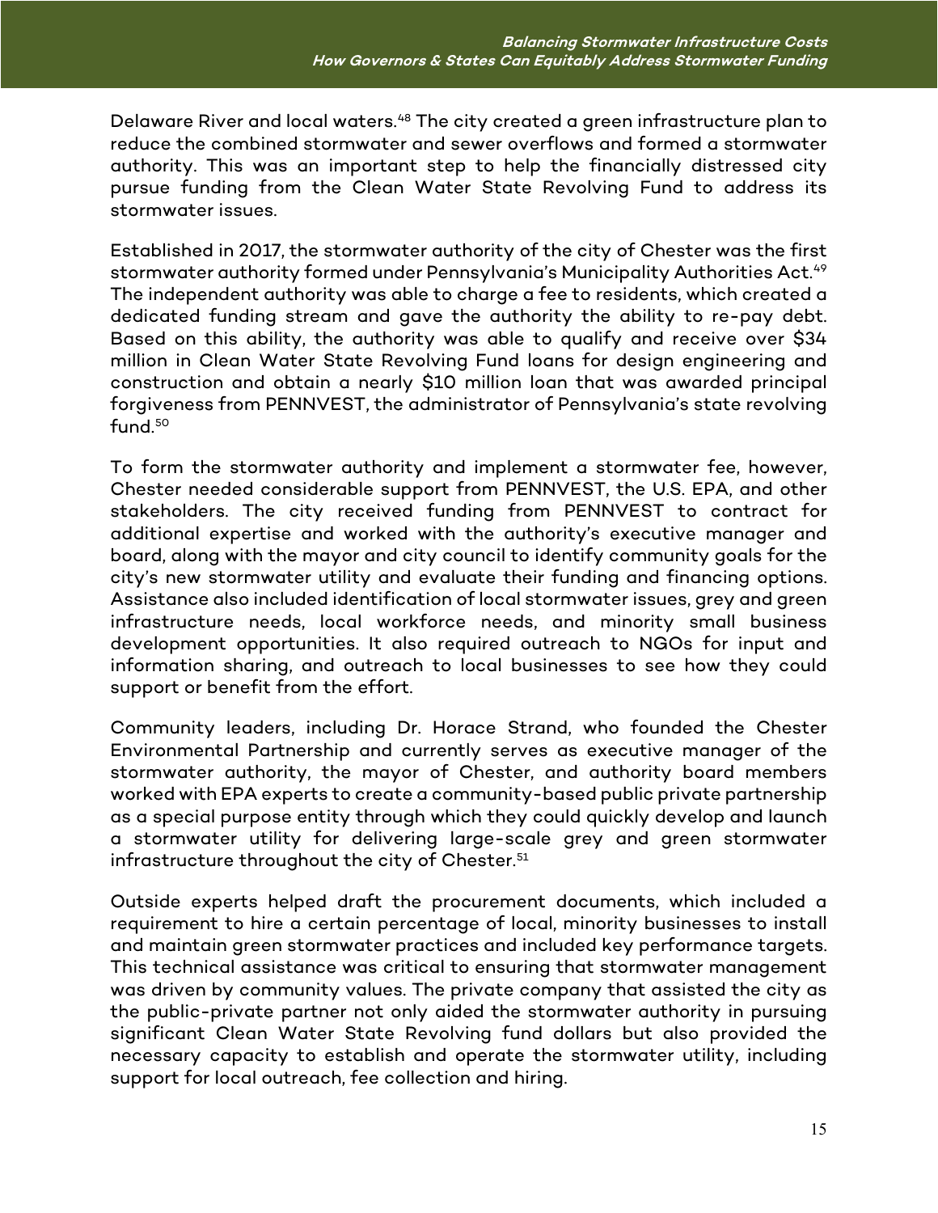Delaware River and local waters.[48] The city created a green infrastructure plan to reduce the combined stormwater and sewer overflows and formed a stormwater authority. This was an important step to help the financially distressed city pursue funding from the Clean Water State Revolving Fund to address its stormwater issues.

Established in 2017, the stormwater authority of the city of Chester was the first stormwater authority formed under Pennsylvania's Municipality Authorities Act.[49] The independent authority was able to charge a fee to residents, which created a dedicated funding stream and gave the authority the ability to re-pay debt. Based on this ability, the authority was able to qualify and receive over $34 million in Clean Water State Revolving Fund loans for design engineering and construction and obtain a nearly $10 million loan that was awarded principal forgiveness from PENNVEST, the administrator of Pennsylvania's state revolving fund.[50]

To form the stormwater authority and implement a stormwater fee, however, Chester needed considerable support from PENNVEST, the U.S. EPA, and other stakeholders. The city received funding from PENNVEST to contract for additional expertise and worked with the authority's executive manager and board, along with the mayor and city council to identify community goals for the city's new stormwater utility and evaluate their funding and financing options. Assistance also included identification of local stormwater issues, grey and green infrastructure needs, local workforce needs, and minority small business development opportunities. It also required outreach to NGOs for input and information sharing, and outreach to local businesses to see how they could support or benefit from the effort.

Community leaders, including Dr. Horace Strand, who founded the Chester Environmental Partnership and currently serves as executive manager of the stormwater authority, the mayor of Chester, and authority board members worked with EPA experts to create a community-based public private partnership as a special purpose entity through which they could quickly develop and launch a stormwater utility for delivering large-scale grey and green stormwater infrastructure throughout the city of Chester.[51]

Outside experts helped draft the procurement documents, which included a requirement to hire a certain percentage of local, minority businesses to install and maintain green stormwater practices and included key performance targets. This technical assistance was critical to ensuring that stormwater management was driven by community values. The private company that assisted the city as the public-private partner not only aided the stormwater authority in pursuing significant Clean Water State Revolving fund dollars but also provided the necessary capacity to establish and operate the stormwater utility, including support for local outreach, fee collection and hiring.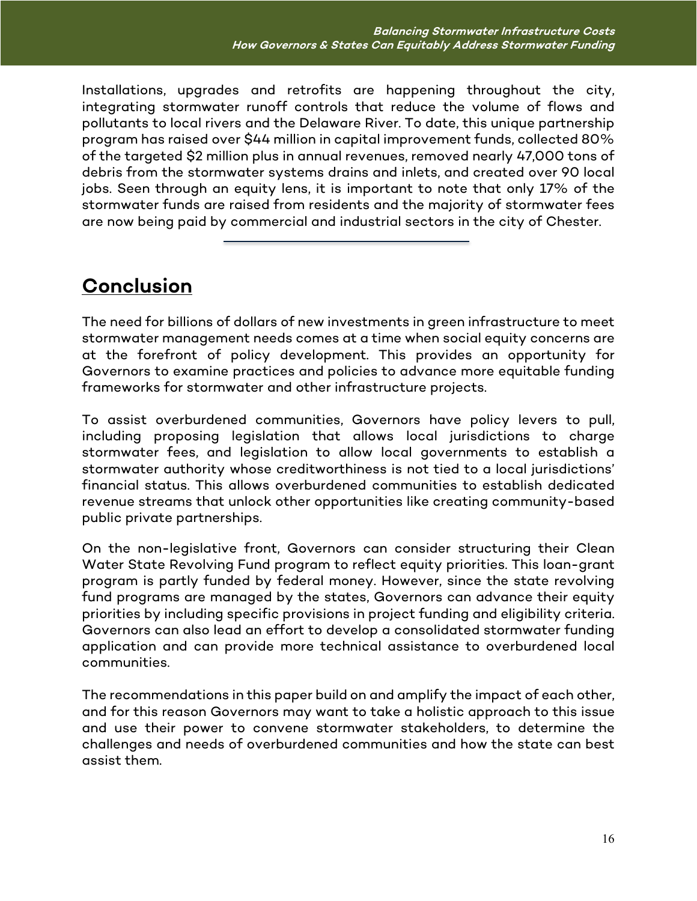Installations, upgrades and retrofits are happening throughout the city, integrating stormwater runoff controls that reduce the volume of flows and pollutants to local rivers and the Delaware River. To date, this unique partnership program has raised over $44 million in capital improvement funds, collected 80% of the targeted $2 million plus in annual revenues, removed nearly 47,000 tons of debris from the stormwater systems drains and inlets, and created over 90 local jobs. Seen through an equity lens, it is important to note that only 17% of the stormwater funds are raised from residents and the majority of stormwater fees are now being paid by commercial and industrial sectors in the city of Chester.

---

## Conclusion

The need for billions of dollars of new investments in green infrastructure to meet stormwater management needs comes at a time when social equity concerns are at the forefront of policy development. This provides an opportunity for Governors to examine practices and policies to advance more equitable funding frameworks for stormwater and other infrastructure projects.

To assist overburdened communities, Governors have policy levers to pull, including proposing legislation that allows local jurisdictions to charge stormwater fees, and legislation to allow local governments to establish a stormwater authority whose creditworthiness is not tied to a local jurisdictions' financial status. This allows overburdened communities to establish dedicated revenue streams that unlock other opportunities like creating community-based public private partnerships.

On the non-legislative front, Governors can consider structuring their Clean Water State Revolving Fund program to reflect equity priorities. This loan-grant program is partly funded by federal money. However, since the state revolving fund programs are managed by the states, Governors can advance their equity priorities by including specific provisions in project funding and eligibility criteria. Governors can also lead an effort to develop a consolidated stormwater funding application and can provide more technical assistance to overburdened local communities.

The recommendations in this paper build on and amplify the impact of each other, and for this reason Governors may want to take a holistic approach to this issue and use their power to convene stormwater stakeholders, to determine the challenges and needs of overburdened communities and how the state can best assist them.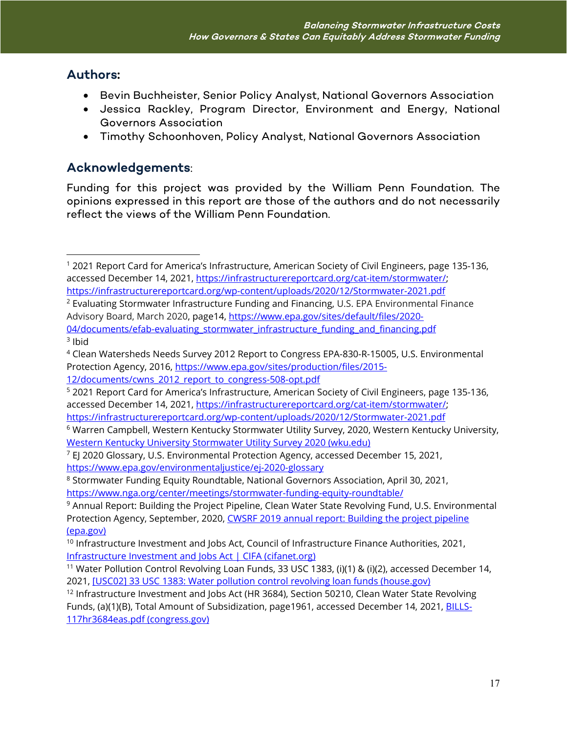## Authors:

- Bevin Buchheister, Senior Policy Analyst, National Governors Association
- Jessica Rackley, Program Director, Environment and Energy, National Governors Association
- Timothy Schoonhoven, Policy Analyst, National Governors Association

## Acknowledgements:

Funding for this project was provided by the William Penn Foundation. The opinions expressed in this report are those of the authors and do not necessarily reflect the views of the William Penn Foundation.

---

[1] 2021 Report Card for America's Infrastructure, American Society of Civil Engineers, page 135-136, accessed December 14, 2021, https://infrastructurereportcard.org/cat-item/stormwater/; https://infrastructurereportcard.org/wp-content/uploads/2020/12/Stormwater-2021.pdf

[2] Evaluating Stormwater Infrastructure Funding and Financing, U.S. EPA Environmental Finance Advisory Board, March 2020, page14, https://www.epa.gov/sites/default/files/2020-04/documents/efab-evaluating_stormwater_infrastructure_funding_and_financing.pdf

[3] Ibid

[4] Clean Watersheds Needs Survey 2012 Report to Congress EPA-830-R-15005, U.S. Environmental Protection Agency, 2016, https://www.epa.gov/sites/production/files/2015-12/documents/cwns_2012_report_to_congress-508-opt.pdf

[5] 2021 Report Card for America's Infrastructure, American Society of Civil Engineers, page 135-136, accessed December 14, 2021, https://infrastructurereportcard.org/cat-item/stormwater/; https://infrastructurereportcard.org/wp-content/uploads/2020/12/Stormwater-2021.pdf

[6] Warren Campbell, Western Kentucky Stormwater Utility Survey, 2020, Western Kentucky University, Western Kentucky University Stormwater Utility Survey 2020 (wku.edu)

[7] EJ 2020 Glossary, U.S. Environmental Protection Agency, accessed December 15, 2021, https://www.epa.gov/environmentaljustice/ej-2020-glossary

[8] Stormwater Funding Equity Roundtable, National Governors Association, April 30, 2021, https://www.nga.org/center/meetings/stormwater-funding-equity-roundtable/

[9] Annual Report: Building the Project Pipeline, Clean Water State Revolving Fund, U.S. Environmental Protection Agency, September, 2020, CWSRF 2019 annual report: Building the project pipeline (epa.gov)

[10] Infrastructure Investment and Jobs Act, Council of Infrastructure Finance Authorities, 2021, Infrastructure Investment and Jobs Act | CIFA (cifanet.org)

[11] Water Pollution Control Revolving Loan Funds, 33 USC 1383, (i)(1) & (i)(2), accessed December 14, 2021, [USC02] 33 USC 1383: Water pollution control revolving loan funds (house.gov)

[12] Infrastructure Investment and Jobs Act (HR 3684), Section 50210, Clean Water State Revolving Funds, (a)(1)(B), Total Amount of Subsidization, page1961, accessed December 14, 2021, BILLS-117hr3684eas.pdf (congress.gov)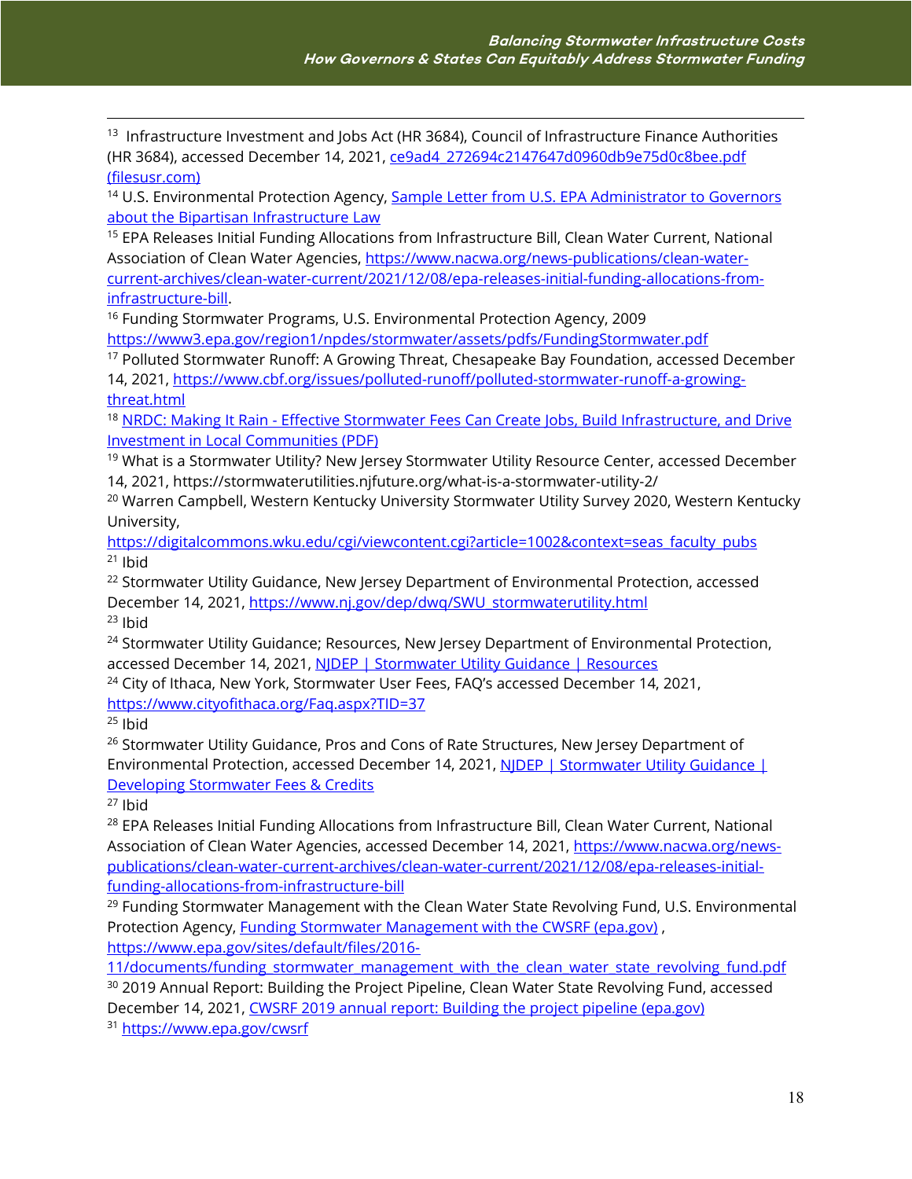[13] Infrastructure Investment and Jobs Act (HR 3684), Council of Infrastructure Finance Authorities (HR 3684), accessed December 14, 2021, ce9ad4_272694c2147647d0960db9e75d0c8bee.pdf (filesusr.com)

[14] U.S. Environmental Protection Agency, Sample Letter from U.S. EPA Administrator to Governors about the Bipartisan Infrastructure Law

[15] EPA Releases Initial Funding Allocations from Infrastructure Bill, Clean Water Current, National Association of Clean Water Agencies, https://www.nacwa.org/news-publications/clean-water-current-archives/clean-water-current/2021/12/08/epa-releases-initial-funding-allocations-from-infrastructure-bill.

[16] Funding Stormwater Programs, U.S. Environmental Protection Agency, 2009 https://www3.epa.gov/region1/npdes/stormwater/assets/pdfs/FundingStormwater.pdf

[17] Polluted Stormwater Runoff: A Growing Threat, Chesapeake Bay Foundation, accessed December 14, 2021, https://www.cbf.org/issues/polluted-runoff/polluted-stormwater-runoff-a-growing-threat.html

[18] NRDC: Making It Rain - Effective Stormwater Fees Can Create Jobs, Build Infrastructure, and Drive Investment in Local Communities (PDF)

[19] What is a Stormwater Utility? New Jersey Stormwater Utility Resource Center, accessed December 14, 2021, https://stormwaterutilities.njfuture.org/what-is-a-stormwater-utility-2/

[20] Warren Campbell, Western Kentucky University Stormwater Utility Survey 2020, Western Kentucky University, https://digitalcommons.wku.edu/cgi/viewcontent.cgi?article=1002&context=seas_faculty_pubs

[21] Ibid

[22] Stormwater Utility Guidance, New Jersey Department of Environmental Protection, accessed December 14, 2021, https://www.nj.gov/dep/dwq/SWU_stormwaterutility.html

[23] Ibid

[24] Stormwater Utility Guidance; Resources, New Jersey Department of Environmental Protection, accessed December 14, 2021, NJDEP | Stormwater Utility Guidance | Resources

[24] City of Ithaca, New York, Stormwater User Fees, FAQ's accessed December 14, 2021, https://www.cityofithaca.org/Faq.aspx?TID=37

[25] Ibid

[26] Stormwater Utility Guidance, Pros and Cons of Rate Structures, New Jersey Department of Environmental Protection, accessed December 14, 2021, NJDEP | Stormwater Utility Guidance | Developing Stormwater Fees & Credits

[27] Ibid

[28] EPA Releases Initial Funding Allocations from Infrastructure Bill, Clean Water Current, National Association of Clean Water Agencies, accessed December 14, 2021, https://www.nacwa.org/news-publications/clean-water-current-archives/clean-water-current/2021/12/08/epa-releases-initial-funding-allocations-from-infrastructure-bill

[29] Funding Stormwater Management with the Clean Water State Revolving Fund, U.S. Environmental Protection Agency, Funding Stormwater Management with the CWSRF (epa.gov) , https://www.epa.gov/sites/default/files/2016-11/documents/funding_stormwater_management_with_the_clean_water_state_revolving_fund.pdf

[30] 2019 Annual Report: Building the Project Pipeline, Clean Water State Revolving Fund, accessed December 14, 2021, CWSRF 2019 annual report: Building the project pipeline (epa.gov)

[31] https://www.epa.gov/cwsrf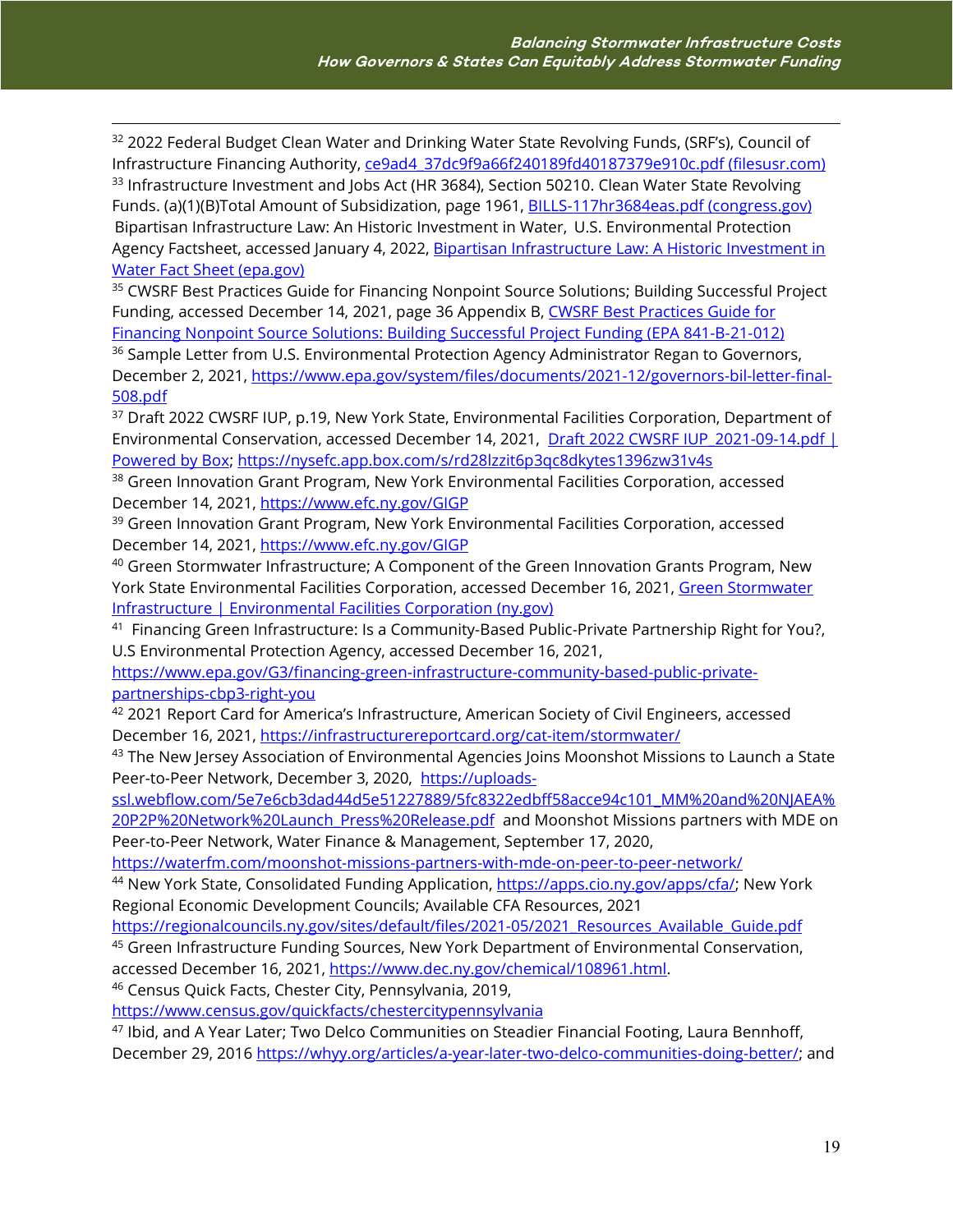[32] 2022 Federal Budget Clean Water and Drinking Water State Revolving Funds, (SRF's), Council of Infrastructure Financing Authority, ce9ad4_37dc9f9a66f240189fd40187379e910c.pdf (filesusr.com)

[33] Infrastructure Investment and Jobs Act (HR 3684), Section 50210. Clean Water State Revolving Funds. (a)(1)(B)Total Amount of Subsidization, page 1961, BILLS-117hr3684eas.pdf (congress.gov)
Bipartisan Infrastructure Law: An Historic Investment in Water, U.S. Environmental Protection Agency Factsheet, accessed January 4, 2022, Bipartisan Infrastructure Law: A Historic Investment in Water Fact Sheet (epa.gov)

[35] CWSRF Best Practices Guide for Financing Nonpoint Source Solutions; Building Successful Project Funding, accessed December 14, 2021, page 36 Appendix B, CWSRF Best Practices Guide for Financing Nonpoint Source Solutions: Building Successful Project Funding (EPA 841-B-21-012)

[36] Sample Letter from U.S. Environmental Protection Agency Administrator Regan to Governors, December 2, 2021, https://www.epa.gov/system/files/documents/2021-12/governors-bil-letter-final-508.pdf

[37] Draft 2022 CWSRF IUP, p.19, New York State, Environmental Facilities Corporation, Department of Environmental Conservation, accessed December 14, 2021, Draft 2022 CWSRF IUP_2021-09-14.pdf | Powered by Box; https://nysefc.app.box.com/s/rd28lzzit6p3qc8dkytes1396zw31v4s

[38] Green Innovation Grant Program, New York Environmental Facilities Corporation, accessed December 14, 2021, https://www.efc.ny.gov/GIGP

[39] Green Innovation Grant Program, New York Environmental Facilities Corporation, accessed December 14, 2021, https://www.efc.ny.gov/GIGP

[40] Green Stormwater Infrastructure; A Component of the Green Innovation Grants Program, New York State Environmental Facilities Corporation, accessed December 16, 2021, Green Stormwater Infrastructure | Environmental Facilities Corporation (ny.gov)

[41] Financing Green Infrastructure: Is a Community-Based Public-Private Partnership Right for You?, U.S Environmental Protection Agency, accessed December 16, 2021, https://www.epa.gov/G3/financing-green-infrastructure-community-based-public-private-partnerships-cbp3-right-you

[42] 2021 Report Card for America's Infrastructure, American Society of Civil Engineers, accessed December 16, 2021, https://infrastructurereportcard.org/cat-item/stormwater/

[43] The New Jersey Association of Environmental Agencies Joins Moonshot Missions to Launch a State Peer-to-Peer Network, December 3, 2020, https://uploads-ssl.webflow.com/5e7e6cb3dad44d5e51227889/5fc8322edbff58acce94c101_MM%20and%20NJAEA%20P2P%20Network%20Launch_Press%20Release.pdf and Moonshot Missions partners with MDE on Peer-to-Peer Network, Water Finance & Management, September 17, 2020, https://waterfm.com/moonshot-missions-partners-with-mde-on-peer-to-peer-network/

[44] New York State, Consolidated Funding Application, https://apps.cio.ny.gov/apps/cfa/; New York Regional Economic Development Councils; Available CFA Resources, 2021 https://regionalcouncils.ny.gov/sites/default/files/2021-05/2021_Resources_Available_Guide.pdf

[45] Green Infrastructure Funding Sources, New York Department of Environmental Conservation, accessed December 16, 2021, https://www.dec.ny.gov/chemical/108961.html.

[46] Census Quick Facts, Chester City, Pennsylvania, 2019, https://www.census.gov/quickfacts/chestercitypennsylvania

[47] Ibid, and A Year Later; Two Delco Communities on Steadier Financial Footing, Laura Bennhoff, December 29, 2016 https://whyy.org/articles/a-year-later-two-delco-communities-doing-better/; and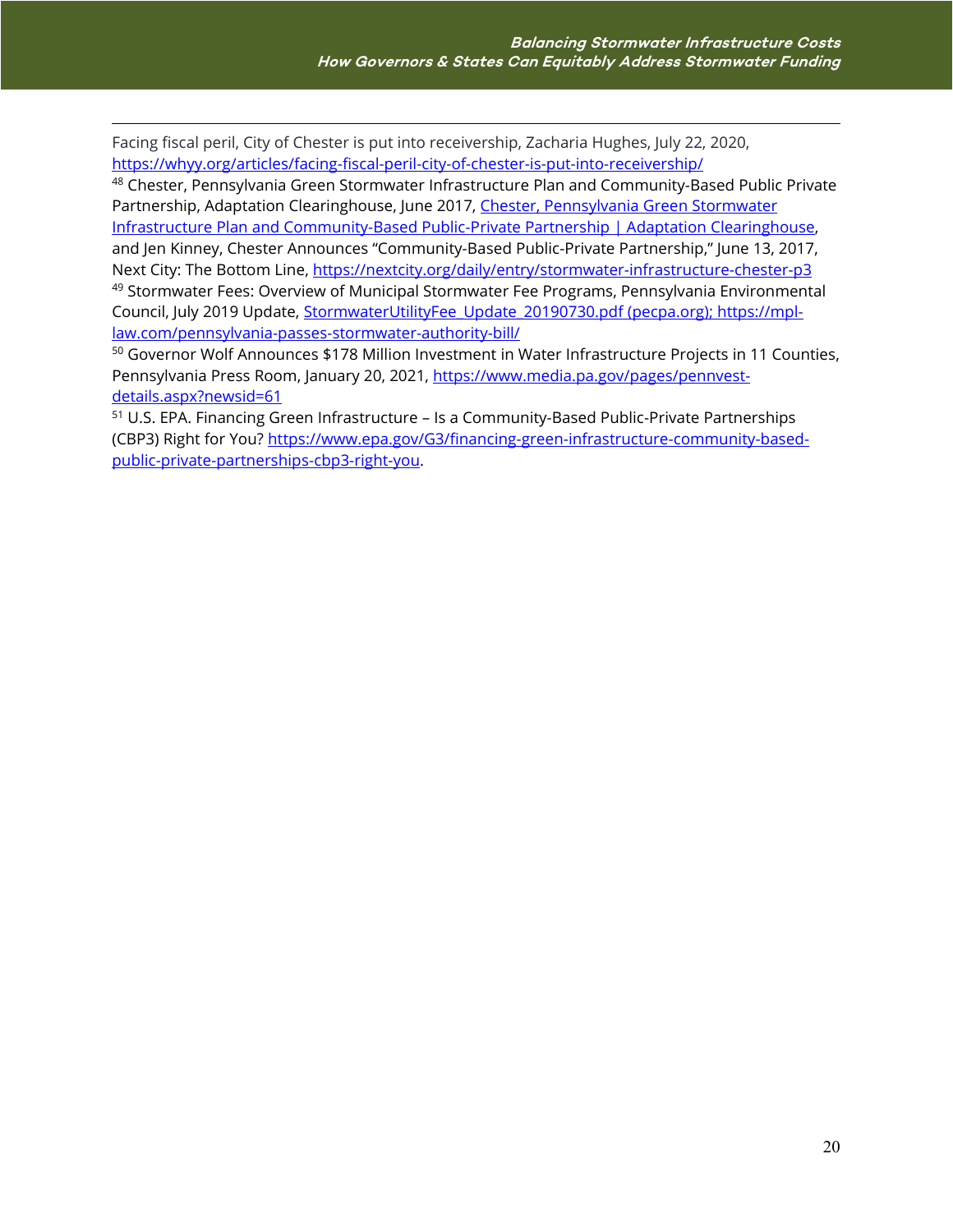Facing fiscal peril, City of Chester is put into receivership, Zacharia Hughes, July 22, 2020, https://whyy.org/articles/facing-fiscal-peril-city-of-chester-is-put-into-receivership/

[48] Chester, Pennsylvania Green Stormwater Infrastructure Plan and Community-Based Public Private Partnership, Adaptation Clearinghouse, June 2017, Chester, Pennsylvania Green Stormwater Infrastructure Plan and Community-Based Public-Private Partnership | Adaptation Clearinghouse, and Jen Kinney, Chester Announces "Community-Based Public-Private Partnership," June 13, 2017, Next City: The Bottom Line, https://nextcity.org/daily/entry/stormwater-infrastructure-chester-p3

[49] Stormwater Fees: Overview of Municipal Stormwater Fee Programs, Pennsylvania Environmental Council, July 2019 Update, StormwaterUtilityFee_Update_20190730.pdf (pecpa.org); https://mpl-law.com/pennsylvania-passes-stormwater-authority-bill/

[50] Governor Wolf Announces $178 Million Investment in Water Infrastructure Projects in 11 Counties, Pennsylvania Press Room, January 20, 2021, https://www.media.pa.gov/pages/pennvest-details.aspx?newsid=61

[51] U.S. EPA. Financing Green Infrastructure – Is a Community-Based Public-Private Partnerships (CBP3) Right for You? https://www.epa.gov/G3/financing-green-infrastructure-community-based-public-private-partnerships-cbp3-right-you.